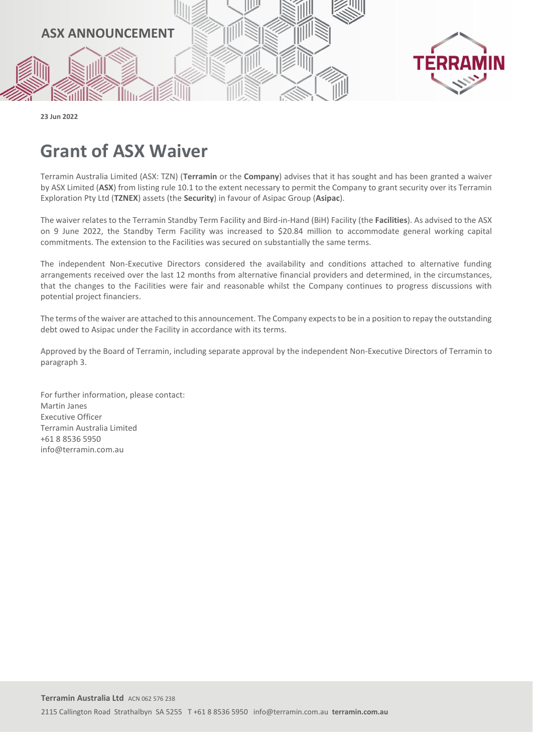ASX ANNOUNCEMENT

23 Jun 2022

# Grant of ASX Waiver

Terramin Australia Limited (ASX: TZN) (**Terramin** or the **Company**) advises that it has sought and has been granted a waiver by ASX Limited (**ASX**) from listing rule 10.1 to the extent necessary to permit the Company to grant security over its Terramin Exploration Pty Ltd (**TZNEX**) assets (the **Security**) in favour of Asipac Group (**Asipac**).

The waiver relates to the Terramin Standby Term Facility and Bird-in-Hand (BiH) Facility (the **Facilities**). As advised to the ASX on 9 June 2022, the Standby Term Facility was increased to $20.84 million to accommodate general working capital commitments. The extension to the Facilities was secured on substantially the same terms.

The independent Non-Executive Directors considered the availability and conditions attached to alternative funding arrangements received over the last 12 months from alternative financial providers and determined, in the circumstances, that the changes to the Facilities were fair and reasonable whilst the Company continues to progress discussions with potential project financiers.

The terms of the waiver are attached to this announcement. The Company expects to be in a position to repay the outstanding debt owed to Asipac under the Facility in accordance with its terms.

Approved by the Board of Terramin, including separate approval by the independent Non-Executive Directors of Terramin to paragraph 3.

For further information, please contact:
Martin Janes
Executive Officer
Terramin Australia Limited
+61 8 8536 5950
info@terramin.com.au

**Terramin Australia Ltd** ACN 062 576 238
2115 Callington Road Strathalbyn SA 5255 T +61 8 8536 5950 info@terramin.com.au **terramin.com.au**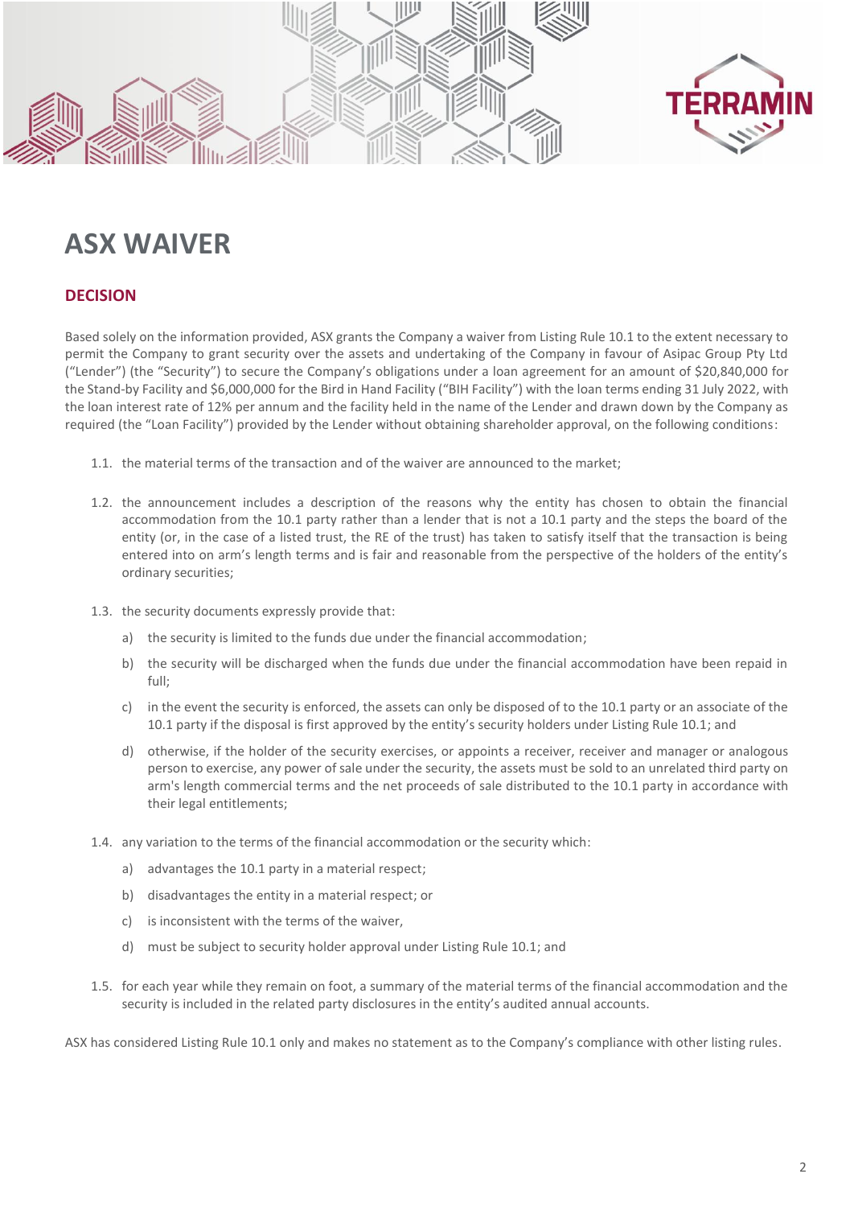# ASX WAIVER

## DECISION

Based solely on the information provided, ASX grants the Company a waiver from Listing Rule 10.1 to the extent necessary to permit the Company to grant security over the assets and undertaking of the Company in favour of Asipac Group Pty Ltd ("Lender") (the "Security") to secure the Company's obligations under a loan agreement for an amount of $20,840,000 for the Stand-by Facility and $6,000,000 for the Bird in Hand Facility ("BIH Facility") with the loan terms ending 31 July 2022, with the loan interest rate of 12% per annum and the facility held in the name of the Lender and drawn down by the Company as required (the "Loan Facility") provided by the Lender without obtaining shareholder approval, on the following conditions:

1.1. the material terms of the transaction and of the waiver are announced to the market;

1.2. the announcement includes a description of the reasons why the entity has chosen to obtain the financial accommodation from the 10.1 party rather than a lender that is not a 10.1 party and the steps the board of the entity (or, in the case of a listed trust, the RE of the trust) has taken to satisfy itself that the transaction is being entered into on arm's length terms and is fair and reasonable from the perspective of the holders of the entity's ordinary securities;

1.3. the security documents expressly provide that:

   a) the security is limited to the funds due under the financial accommodation;

   b) the security will be discharged when the funds due under the financial accommodation have been repaid in full;

   c) in the event the security is enforced, the assets can only be disposed of to the 10.1 party or an associate of the 10.1 party if the disposal is first approved by the entity's security holders under Listing Rule 10.1; and

   d) otherwise, if the holder of the security exercises, or appoints a receiver, receiver and manager or analogous person to exercise, any power of sale under the security, the assets must be sold to an unrelated third party on arm's length commercial terms and the net proceeds of sale distributed to the 10.1 party in accordance with their legal entitlements;

1.4. any variation to the terms of the financial accommodation or the security which:

   a) advantages the 10.1 party in a material respect;

   b) disadvantages the entity in a material respect; or

   c) is inconsistent with the terms of the waiver,

   d) must be subject to security holder approval under Listing Rule 10.1; and

1.5. for each year while they remain on foot, a summary of the material terms of the financial accommodation and the security is included in the related party disclosures in the entity's audited annual accounts.

ASX has considered Listing Rule 10.1 only and makes no statement as to the Company's compliance with other listing rules.